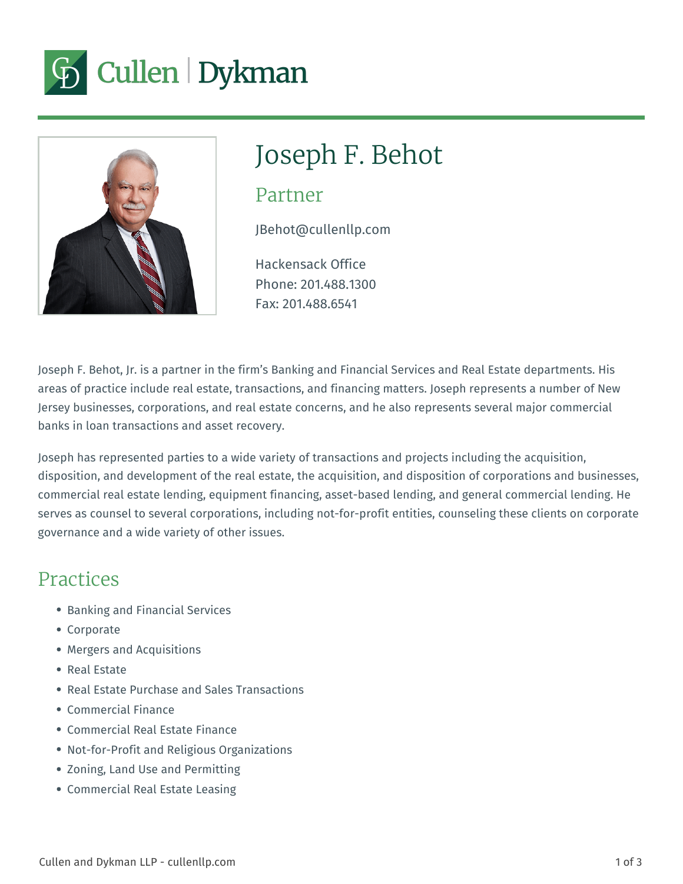# Joseph F. Behot

## Partner

JBehot@cullenllp.com

Hackensack Office
Phone: 201.488.1300
Fax: 201.488.6541

Joseph F. Behot, Jr. is a partner in the firm's Banking and Financial Services and Real Estate departments. His areas of practice include real estate, transactions, and financing matters. Joseph represents a number of New Jersey businesses, corporations, and real estate concerns, and he also represents several major commercial banks in loan transactions and asset recovery.

Joseph has represented parties to a wide variety of transactions and projects including the acquisition, disposition, and development of the real estate, the acquisition, and disposition of corporations and businesses, commercial real estate lending, equipment financing, asset-based lending, and general commercial lending. He serves as counsel to several corporations, including not-for-profit entities, counseling these clients on corporate governance and a wide variety of other issues.

## Practices

- Banking and Financial Services
- Corporate
- Mergers and Acquisitions
- Real Estate
- Real Estate Purchase and Sales Transactions
- Commercial Finance
- Commercial Real Estate Finance
- Not-for-Profit and Religious Organizations
- Zoning, Land Use and Permitting
- Commercial Real Estate Leasing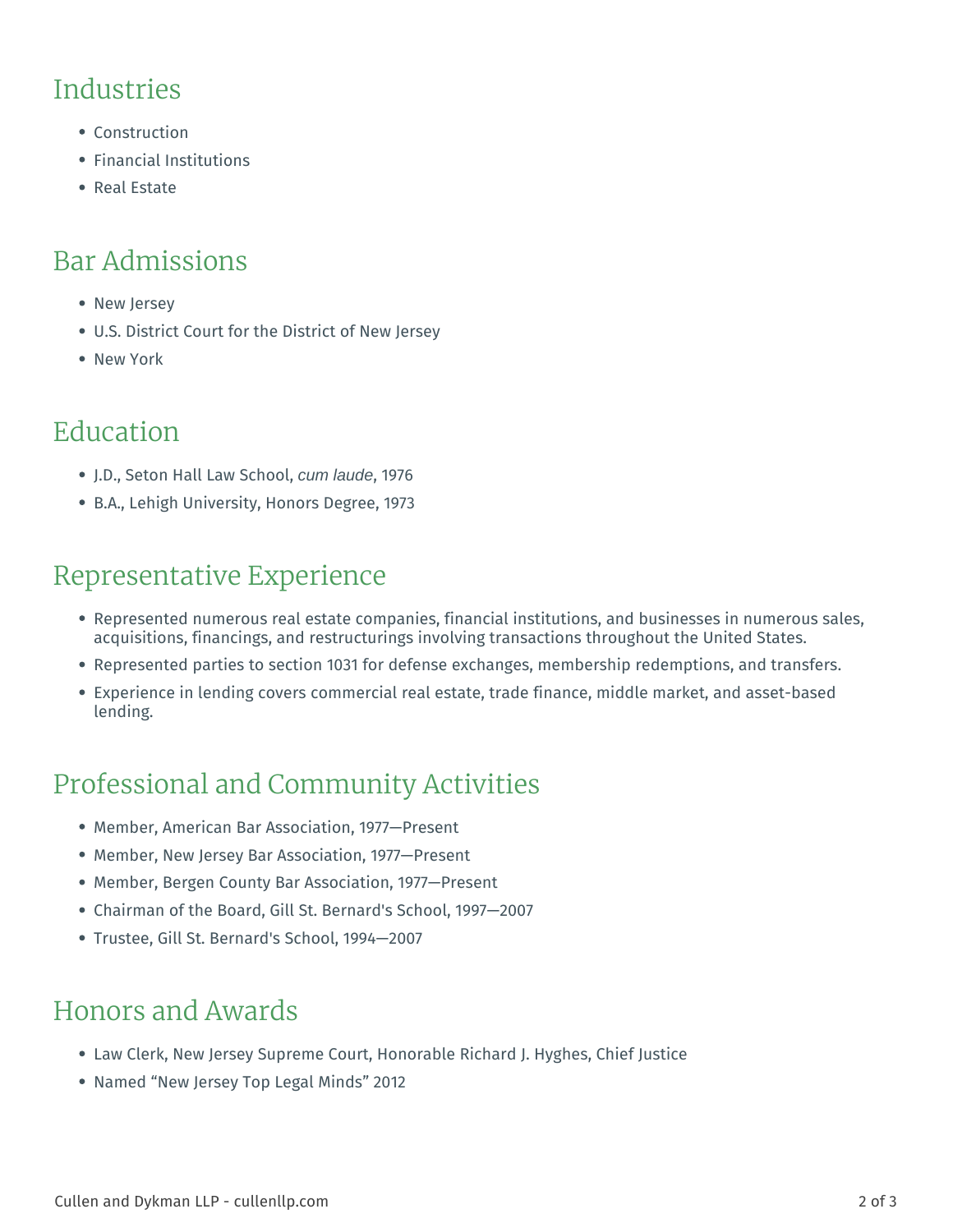## Industries

- Construction
- Financial Institutions
- Real Estate

## Bar Admissions

- New Jersey
- U.S. District Court for the District of New Jersey
- New York

## Education

- J.D., Seton Hall Law School, *cum laude*, 1976
- B.A., Lehigh University, Honors Degree, 1973

## Representative Experience

- Represented numerous real estate companies, financial institutions, and businesses in numerous sales, acquisitions, financings, and restructurings involving transactions throughout the United States.
- Represented parties to section 1031 for defense exchanges, membership redemptions, and transfers.
- Experience in lending covers commercial real estate, trade finance, middle market, and asset-based lending.

## Professional and Community Activities

- Member, American Bar Association, 1977—Present
- Member, New Jersey Bar Association, 1977—Present
- Member, Bergen County Bar Association, 1977—Present
- Chairman of the Board, Gill St. Bernard's School, 1997—2007
- Trustee, Gill St. Bernard's School, 1994—2007

## Honors and Awards

- Law Clerk, New Jersey Supreme Court, Honorable Richard J. Hyghes, Chief Justice
- Named "New Jersey Top Legal Minds" 2012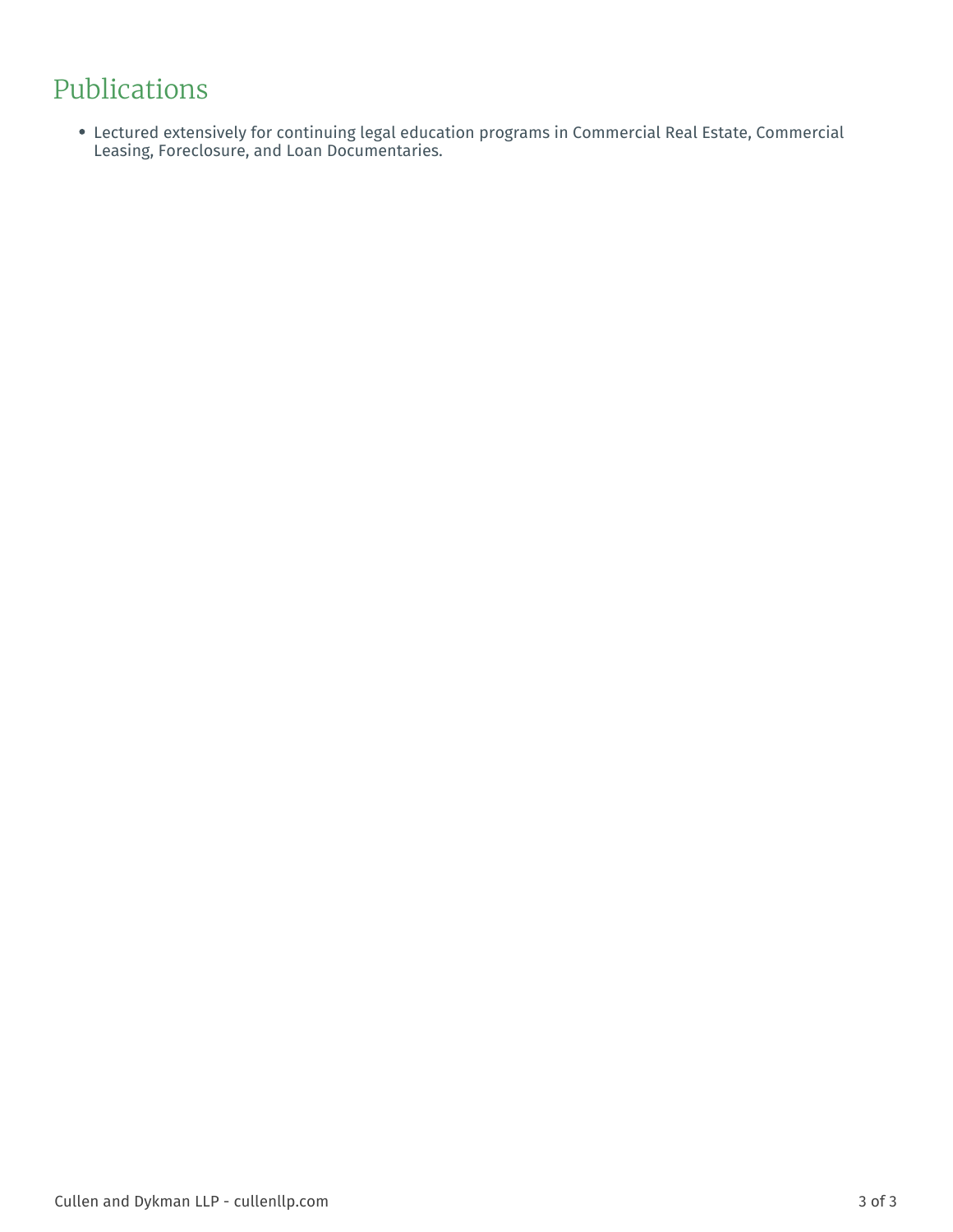## Publications

- Lectured extensively for continuing legal education programs in Commercial Real Estate, Commercial Leasing, Foreclosure, and Loan Documentaries.